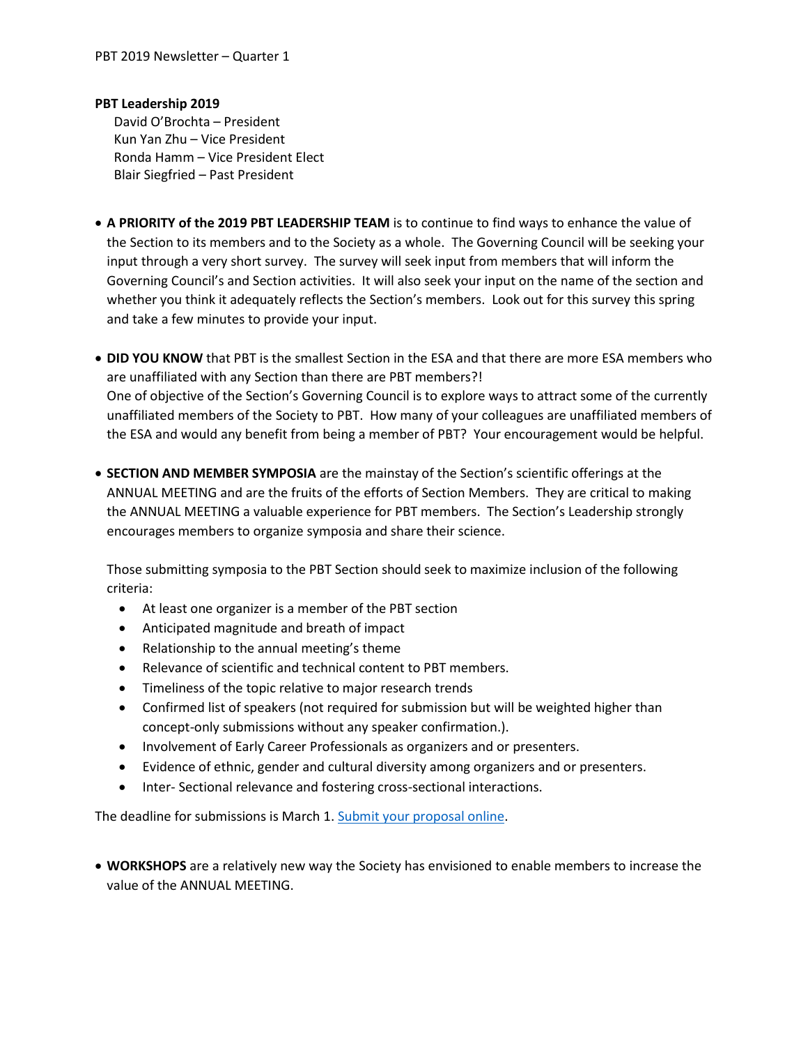PBT 2019 Newsletter – Quarter 1

**PBT Leadership 2019**

David O'Brochta – President
Kun Yan Zhu – Vice President
Ronda Hamm – Vice President Elect
Blair Siegfried – Past President

- **A PRIORITY of the 2019 PBT LEADERSHIP TEAM** is to continue to find ways to enhance the value of the Section to its members and to the Society as a whole. The Governing Council will be seeking your input through a very short survey. The survey will seek input from members that will inform the Governing Council's and Section activities. It will also seek your input on the name of the section and whether you think it adequately reflects the Section's members. Look out for this survey this spring and take a few minutes to provide your input.

- **DID YOU KNOW** that PBT is the smallest Section in the ESA and that there are more ESA members who are unaffiliated with any Section than there are PBT members?!
  One of objective of the Section's Governing Council is to explore ways to attract some of the currently unaffiliated members of the Society to PBT. How many of your colleagues are unaffiliated members of the ESA and would any benefit from being a member of PBT? Your encouragement would be helpful.

- **SECTION AND MEMBER SYMPOSIA** are the mainstay of the Section's scientific offerings at the ANNUAL MEETING and are the fruits of the efforts of Section Members. They are critical to making the ANNUAL MEETING a valuable experience for PBT members. The Section's Leadership strongly encourages members to organize symposia and share their science.

  Those submitting symposia to the PBT Section should seek to maximize inclusion of the following criteria:
  - At least one organizer is a member of the PBT section
  - Anticipated magnitude and breath of impact
  - Relationship to the annual meeting's theme
  - Relevance of scientific and technical content to PBT members.
  - Timeliness of the topic relative to major research trends
  - Confirmed list of speakers (not required for submission but will be weighted higher than concept-only submissions without any speaker confirmation.).
  - Involvement of Early Career Professionals as organizers and or presenters.
  - Evidence of ethnic, gender and cultural diversity among organizers and or presenters.
  - Inter- Sectional relevance and fostering cross-sectional interactions.

The deadline for submissions is March 1. Submit your proposal online.

- **WORKSHOPS** are a relatively new way the Society has envisioned to enable members to increase the value of the ANNUAL MEETING.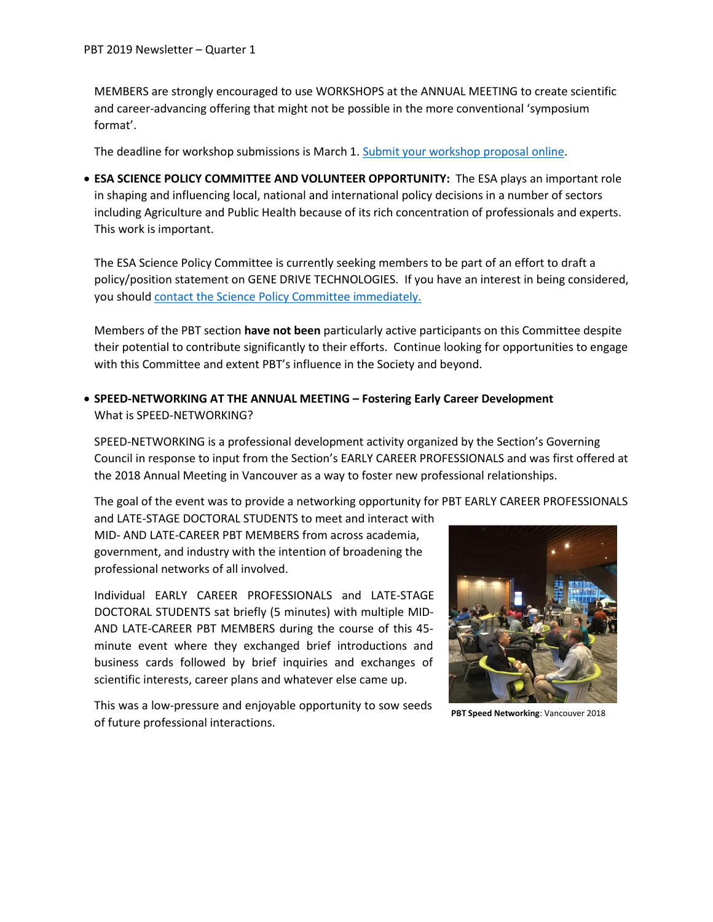MEMBERS are strongly encouraged to use WORKSHOPS at the ANNUAL MEETING to create scientific and career-advancing offering that might not be possible in the more conventional 'symposium format'.

The deadline for workshop submissions is March 1. [Submit your workshop proposal online](#).

- **ESA SCIENCE POLICY COMMITTEE AND VOLUNTEER OPPORTUNITY:** The ESA plays an important role in shaping and influencing local, national and international policy decisions in a number of sectors including Agriculture and Public Health because of its rich concentration of professionals and experts. This work is important.

  The ESA Science Policy Committee is currently seeking members to be part of an effort to draft a policy/position statement on GENE DRIVE TECHNOLOGIES. If you have an interest in being considered, you should [contact the Science Policy Committee immediately.](#)

  Members of the PBT section **have not been** particularly active participants on this Committee despite their potential to contribute significantly to their efforts. Continue looking for opportunities to engage with this Committee and extent PBT's influence in the Society and beyond.

- **SPEED-NETWORKING AT THE ANNUAL MEETING – Fostering Early Career Development**
  What is SPEED-NETWORKING?

  SPEED-NETWORKING is a professional development activity organized by the Section's Governing Council in response to input from the Section's EARLY CAREER PROFESSIONALS and was first offered at the 2018 Annual Meeting in Vancouver as a way to foster new professional relationships.

  The goal of the event was to provide a networking opportunity for PBT EARLY CAREER PROFESSIONALS and LATE-STAGE DOCTORAL STUDENTS to meet and interact with MID- AND LATE-CAREER PBT MEMBERS from across academia, government, and industry with the intention of broadening the professional networks of all involved.

  Individual EARLY CAREER PROFESSIONALS and LATE-STAGE DOCTORAL STUDENTS sat briefly (5 minutes) with multiple MID- AND LATE-CAREER PBT MEMBERS during the course of this 45-minute event where they exchanged brief introductions and business cards followed by brief inquiries and exchanges of scientific interests, career plans and whatever else came up.

  This was a low-pressure and enjoyable opportunity to sow seeds of future professional interactions.

**PBT Speed Networking**: Vancouver 2018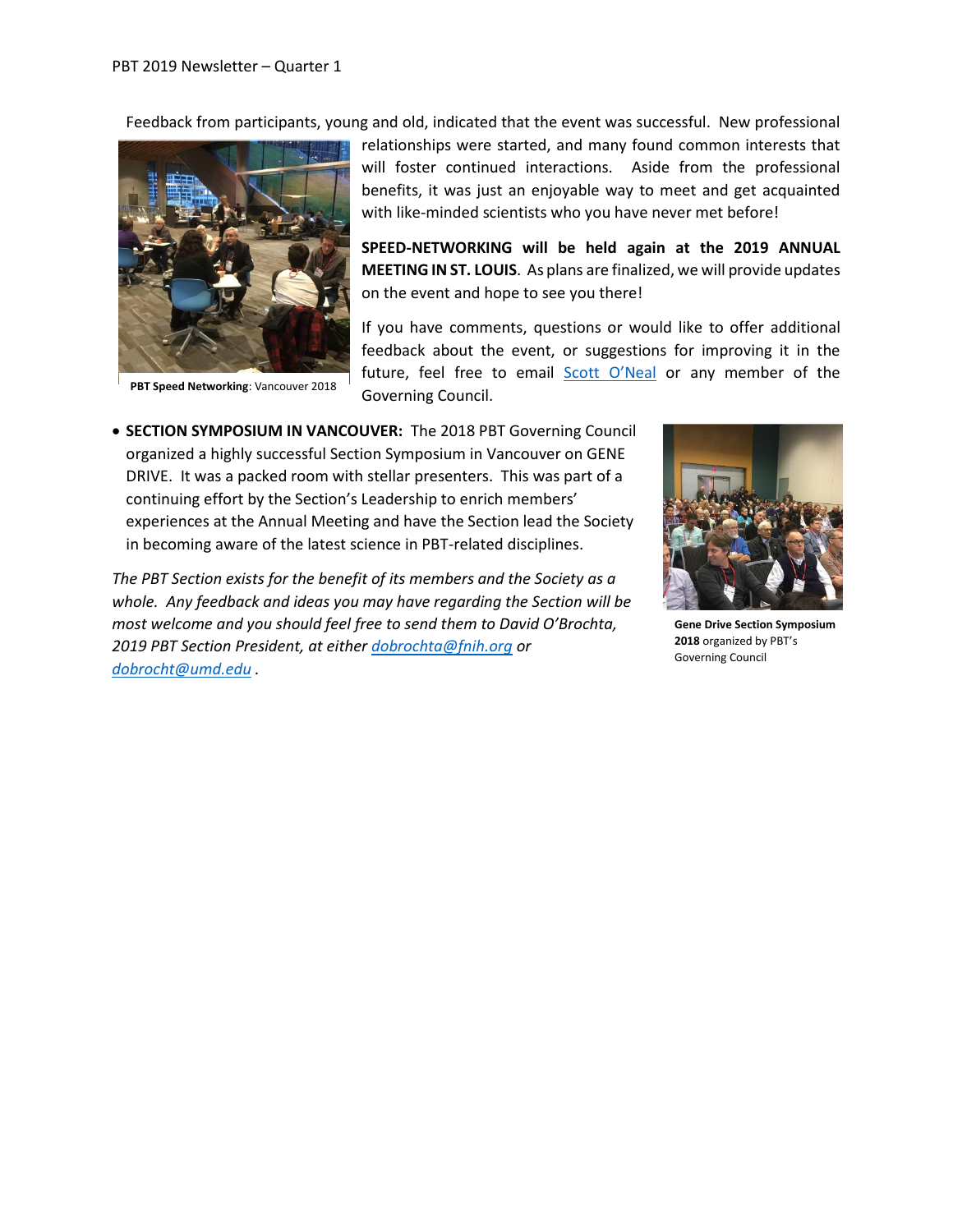Feedback from participants, young and old, indicated that the event was successful. New professional relationships were started, and many found common interests that will foster continued interactions. Aside from the professional benefits, it was just an enjoyable way to meet and get acquainted with like-minded scientists who you have never met before!

**PBT Speed Networking**: Vancouver 2018

**SPEED-NETWORKING will be held again at the 2019 ANNUAL MEETING IN ST. LOUIS**. As plans are finalized, we will provide updates on the event and hope to see you there!

If you have comments, questions or would like to offer additional feedback about the event, or suggestions for improving it in the future, feel free to email Scott O'Neal or any member of the Governing Council.

- **SECTION SYMPOSIUM IN VANCOUVER:** The 2018 PBT Governing Council organized a highly successful Section Symposium in Vancouver on GENE DRIVE. It was a packed room with stellar presenters. This was part of a continuing effort by the Section's Leadership to enrich members' experiences at the Annual Meeting and have the Section lead the Society in becoming aware of the latest science in PBT-related disciplines.

**Gene Drive Section Symposium 2018** organized by PBT's Governing Council

*The PBT Section exists for the benefit of its members and the Society as a whole. Any feedback and ideas you may have regarding the Section will be most welcome and you should feel free to send them to David O'Brochta, 2019 PBT Section President, at either dobrochta@fnih.org or dobrocht@umd.edu .*